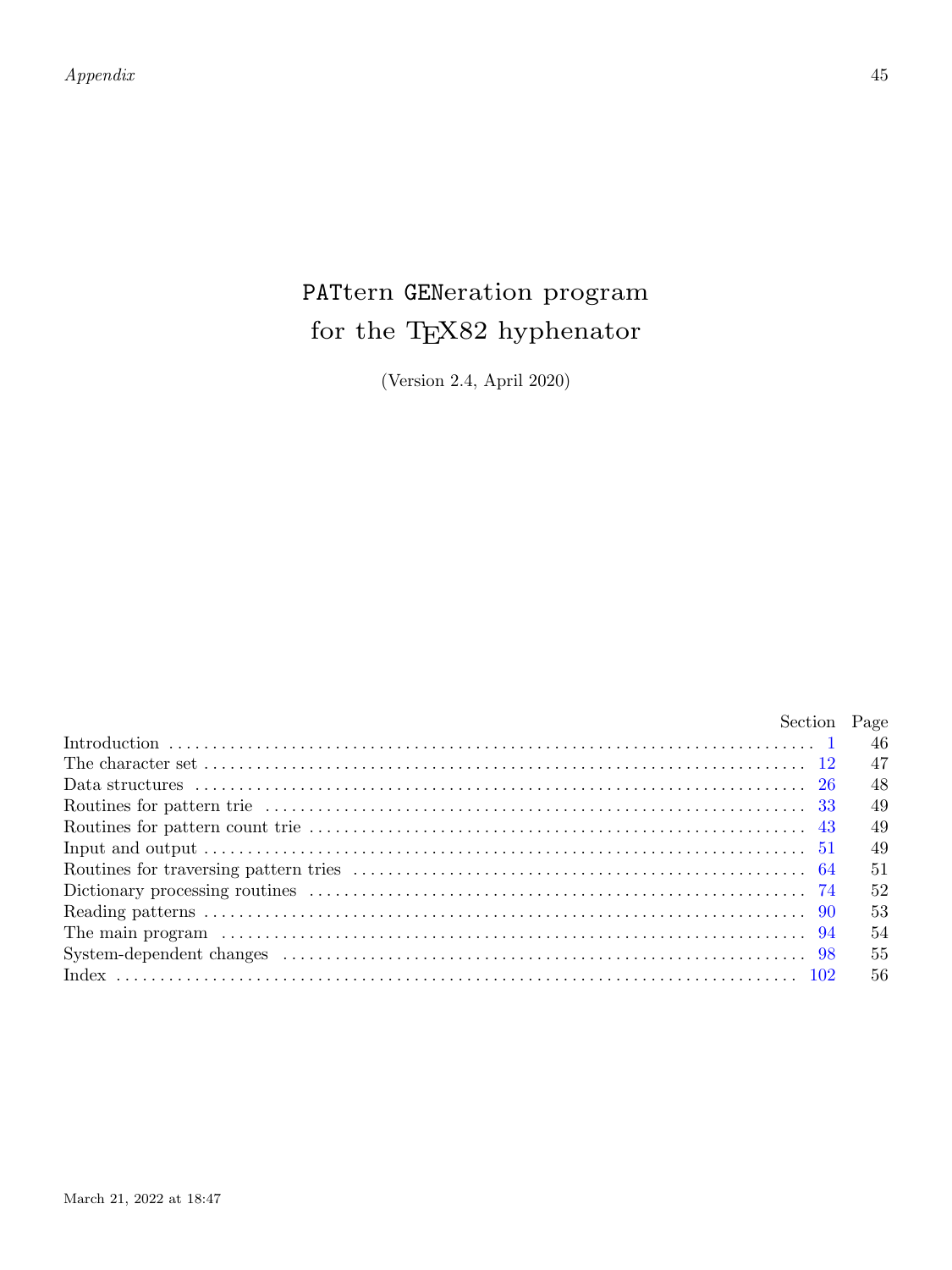# PATtern GENeration program for the TEX82 hyphenator

(Version 2.4, April 2020)

| | Section | Page |
|---|---|---|
| Introduction | 1 | 46 |
| The character set | 12 | 47 |
| Data structures | 26 | 48 |
| Routines for pattern trie | 33 | 49 |
| Routines for pattern count trie | 43 | 49 |
| Input and output | 51 | 49 |
| Routines for traversing pattern tries | 64 | 51 |
| Dictionary processing routines | 74 | 52 |
| Reading patterns | 90 | 53 |
| The main program | 94 | 54 |
| System-dependent changes | 98 | 55 |
| Index | 102 | 56 |

March 21, 2022 at 18:47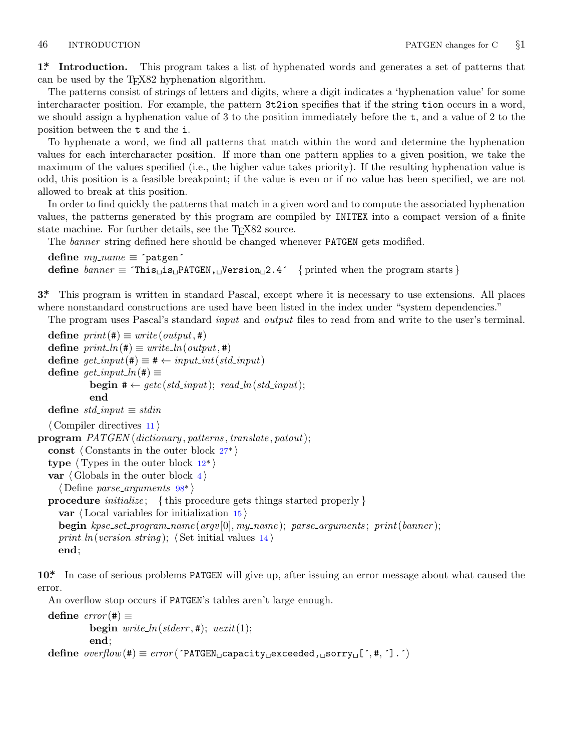**1\*. Introduction.** This program takes a list of hyphenated words and generates a set of patterns that can be used by the TEX82 hyphenation algorithm.

The patterns consist of strings of letters and digits, where a digit indicates a 'hyphenation value' for some intercharacter position. For example, the pattern `3t2ion` specifies that if the string `tion` occurs in a word, we should assign a hyphenation value of 3 to the position immediately before the `t`, and a value of 2 to the position between the `t` and the `i`.

To hyphenate a word, we find all patterns that match within the word and determine the hyphenation values for each intercharacter position. If more than one pattern applies to a given position, we take the maximum of the values specified (i.e., the higher value takes priority). If the resulting hyphenation value is odd, this position is a feasible breakpoint; if the value is even or if no value has been specified, we are not allowed to break at this position.

In order to find quickly the patterns that match in a given word and to compute the associated hyphenation values, the patterns generated by this program are compiled by `INITEX` into a compact version of a finite state machine. For further details, see the TEX82 source.

The *banner* string defined here should be changed whenever `PATGEN` gets modified.

```
define my_name ≡ ´patgen´
define banner ≡ ´This␣is␣PATGEN,␣Version␣2.4´  { printed when the program starts }
```

**3\*.** This program is written in standard Pascal, except where it is necessary to use extensions. All places where nonstandard constructions are used have been listed in the index under "system dependencies."

The program uses Pascal's standard *input* and *output* files to read from and write to the user's terminal.

```
define print(#) ≡ write(output, #)
define print_ln(#) ≡ write_ln(output, #)
define get_input(#) ≡ # ← input_int(std_input)
define get_input_ln(#) ≡
        begin # ← getc(std_input); read_ln(std_input);
        end
define std_input ≡ stdin

⟨ Compiler directives 11 ⟩
program PATGEN(dictionary, patterns, translate, patout);
  const ⟨ Constants in the outer block 27* ⟩
  type ⟨ Types in the outer block 12* ⟩
  var ⟨ Globals in the outer block 4 ⟩
    ⟨ Define parse_arguments 98* ⟩
  procedure initialize;  { this procedure gets things started properly }
    var ⟨ Local variables for initialization 15 ⟩
    begin kpse_set_program_name(argv[0], my_name); parse_arguments; print(banner);
    print_ln(version_string); ⟨ Set initial values 14 ⟩
    end;
```

**10\*.** In case of serious problems `PATGEN` will give up, after issuing an error message about what caused the error.

An overflow stop occurs if `PATGEN`'s tables aren't large enough.

```
define error(#) ≡
        begin write_ln(stderr, #); uexit(1);
        end;
define overflow(#) ≡ error(´PATGEN␣capacity␣exceeded,␣sorry␣[´, #, ´].´)
```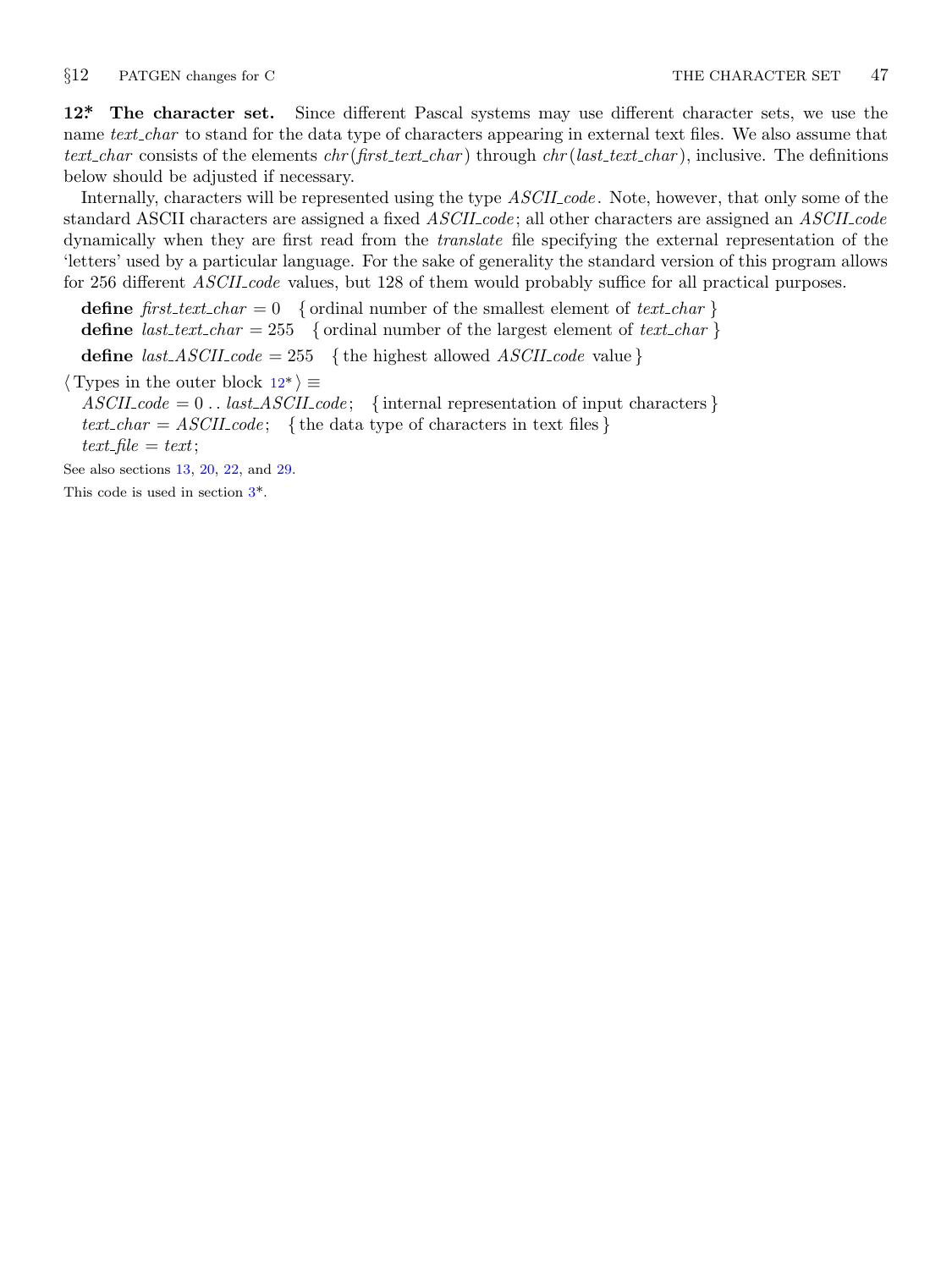**12\* The character set.** Since different Pascal systems may use different character sets, we use the name *text_char* to stand for the data type of characters appearing in external text files. We also assume that *text_char* consists of the elements *chr*(*first_text_char*) through *chr*(*last_text_char*), inclusive. The definitions below should be adjusted if necessary.

Internally, characters will be represented using the type *ASCII_code*. Note, however, that only some of the standard ASCII characters are assigned a fixed *ASCII_code*; all other characters are assigned an *ASCII_code* dynamically when they are first read from the *translate* file specifying the external representation of the 'letters' used by a particular language. For the sake of generality the standard version of this program allows for 256 different *ASCII_code* values, but 128 of them would probably suffice for all practical purposes.

**define** *first_text_char* = 0 { ordinal number of the smallest element of *text_char* }
**define** *last_text_char* = 255 { ordinal number of the largest element of *text_char* }

**define** *last_ASCII_code* = 255 { the highest allowed *ASCII_code* value }

⟨ Types in the outer block 12\* ⟩ ≡
*ASCII_code* = 0 .. *last_ASCII_code*; { internal representation of input characters }
*text_char* = *ASCII_code*; { the data type of characters in text files }
*text_file* = *text*;

See also sections 13, 20, 22, and 29.

This code is used in section 3\*.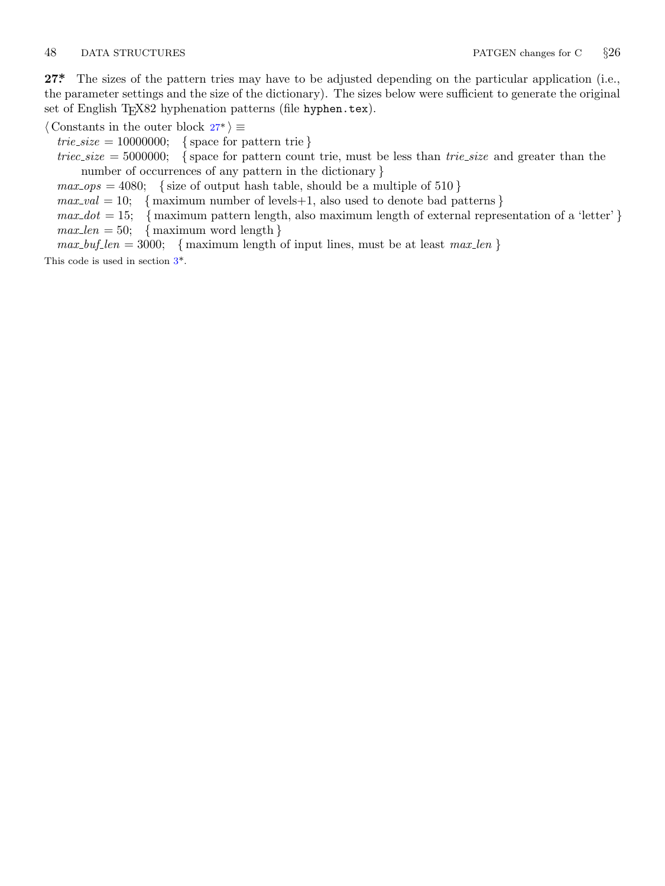**27*** The sizes of the pattern tries may have to be adjusted depending on the particular application (i.e., the parameter settings and the size of the dictionary). The sizes below were sufficient to generate the original set of English TEX82 hyphenation patterns (file `hyphen.tex`).

⟨ Constants in the outer block 27* ⟩ ≡

*trie_size* = 10000000; { space for pattern trie }
*triec_size* = 5000000; { space for pattern count trie, must be less than *trie_size* and greater than the number of occurrences of any pattern in the dictionary }
*max_ops* = 4080; { size of output hash table, should be a multiple of 510 }
*max_val* = 10; { maximum number of levels+1, also used to denote bad patterns }
*max_dot* = 15; { maximum pattern length, also maximum length of external representation of a 'letter' }
*max_len* = 50; { maximum word length }
*max_buf_len* = 3000; { maximum length of input lines, must be at least *max_len* }

This code is used in section 3*.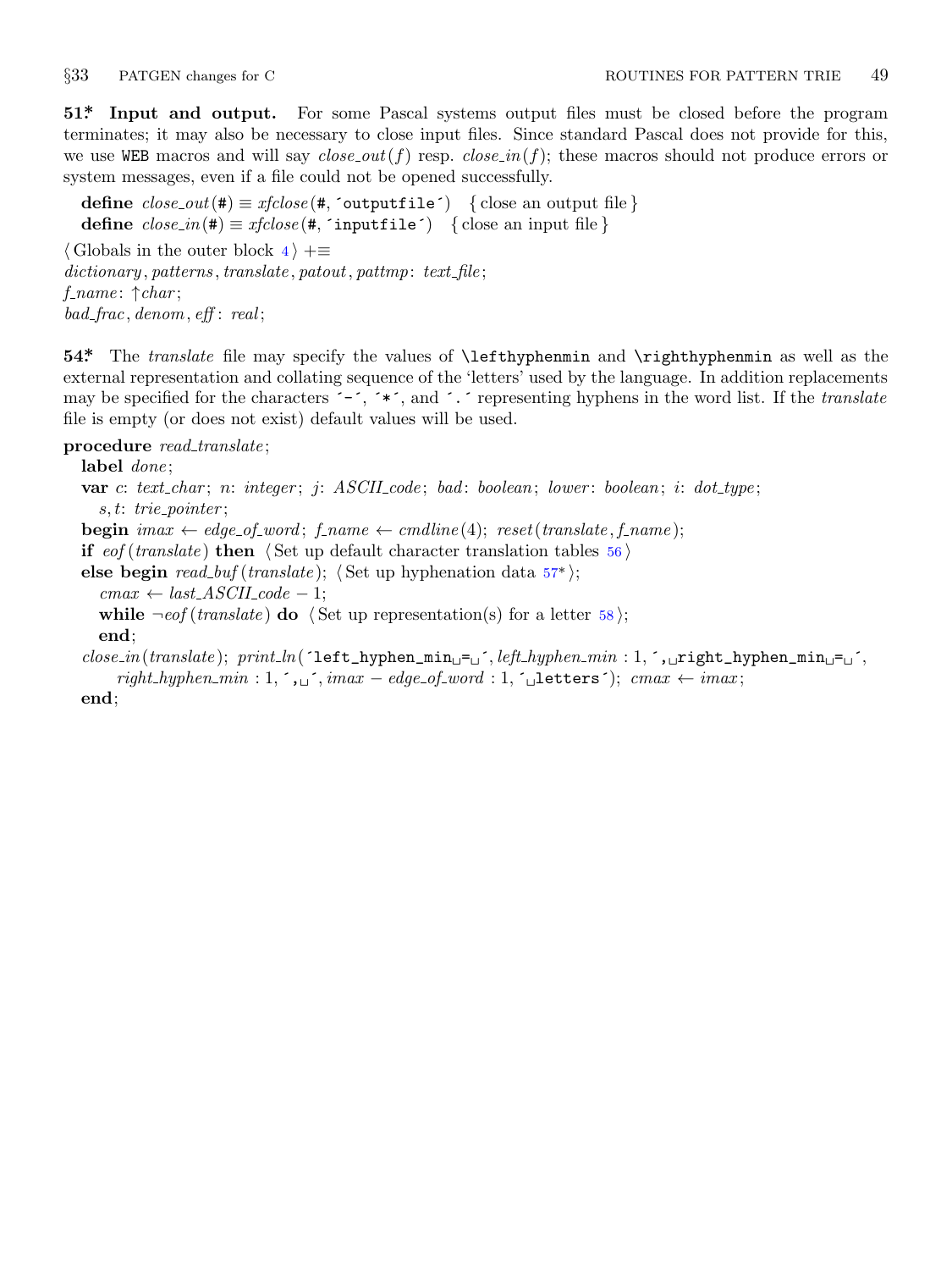**51\*. Input and output.** For some Pascal systems output files must be closed before the program terminates; it may also be necessary to close input files. Since standard Pascal does not provide for this, we use WEB macros and will say *close_out*(*f*) resp. *close_in*(*f*); these macros should not produce errors or system messages, even if a file could not be opened successfully.

```
define close_out(#) ≡ xfclose(#, ´outputfile´)   { close an output file }
define close_in(#) ≡ xfclose(#, ´inputfile´)   { close an input file }

⟨ Globals in the outer block 4 ⟩ +≡
dictionary, patterns, translate, patout, pattmp: text_file;
f_name: ↑char;
bad_frac, denom, eff: real;
```

**54\*.** The *translate* file may specify the values of `\lefthyphenmin` and `\righthyphenmin` as well as the external representation and collating sequence of the 'letters' used by the language. In addition replacements may be specified for the characters ´-´, ´*´, and ´.´ representing hyphens in the word list. If the *translate* file is empty (or does not exist) default values will be used.

```
procedure read_translate;
  label done;
  var c: text_char; n: integer; j: ASCII_code; bad: boolean; lower: boolean; i: dot_type;
    s, t: trie_pointer;
  begin imax ← edge_of_word; f_name ← cmdline(4); reset(translate, f_name);
  if eof(translate) then ⟨ Set up default character translation tables 56 ⟩
  else begin read_buf(translate); ⟨ Set up hyphenation data 57* ⟩;
    cmax ← last_ASCII_code − 1;
    while ¬eof(translate) do ⟨ Set up representation(s) for a letter 58 ⟩;
    end;
  close_in(translate); print_ln(´left_hyphen_min␣=␣´, left_hyphen_min : 1, ´,␣right_hyphen_min␣=␣´,
      right_hyphen_min : 1, ´,␣´, imax − edge_of_word : 1, ´␣letters´); cmax ← imax;
  end;
```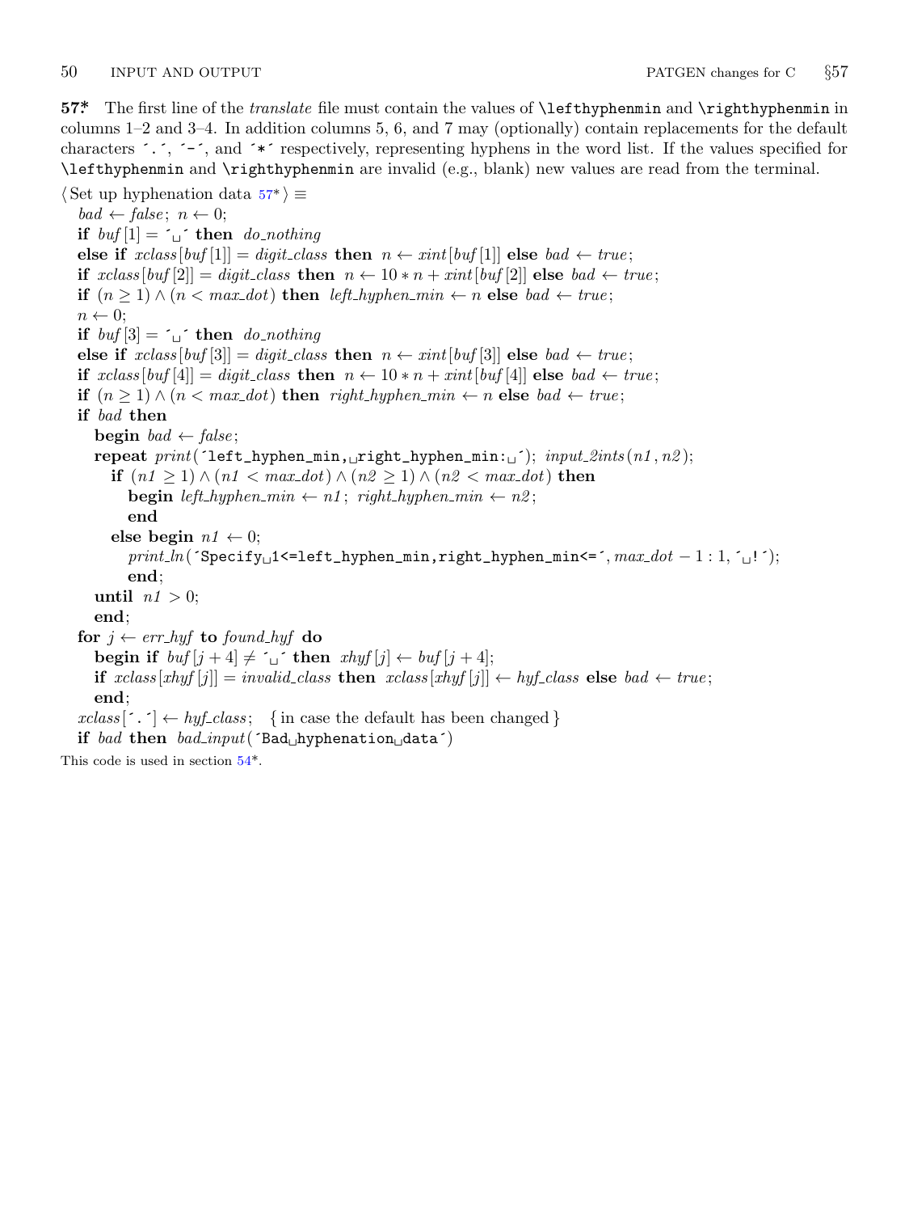**57\*** The first line of the *translate* file must contain the values of `\lefthyphenmin` and `\righthyphenmin` in columns 1–2 and 3–4. In addition columns 5, 6, and 7 may (optionally) contain replacements for the default characters ´.´, ´-´, and ´*´ respectively, representing hyphens in the word list. If the values specified for `\lefthyphenmin` and `\righthyphenmin` are invalid (e.g., blank) new values are read from the terminal.

```
⟨Set up hyphenation data 57*⟩ ≡
  bad ← false; n ← 0;
  if buf[1] = ´␣´ then do_nothing
  else if xclass[buf[1]] = digit_class then n ← xint[buf[1]] else bad ← true;
  if xclass[buf[2]] = digit_class then n ← 10 * n + xint[buf[2]] else bad ← true;
  if (n ≥ 1) ∧ (n < max_dot) then left_hyphen_min ← n else bad ← true;
  n ← 0;
  if buf[3] = ´␣´ then do_nothing
  else if xclass[buf[3]] = digit_class then n ← xint[buf[3]] else bad ← true;
  if xclass[buf[4]] = digit_class then n ← 10 * n + xint[buf[4]] else bad ← true;
  if (n ≥ 1) ∧ (n < max_dot) then right_hyphen_min ← n else bad ← true;
  if bad then
    begin bad ← false;
    repeat print(´left_hyphen_min,␣right_hyphen_min:␣´); input_2ints(n1, n2);
      if (n1 ≥ 1) ∧ (n1 < max_dot) ∧ (n2 ≥ 1) ∧ (n2 < max_dot) then
        begin left_hyphen_min ← n1; right_hyphen_min ← n2;
        end
      else begin n1 ← 0;
        print_ln(´Specify␣1<=left_hyphen_min,right_hyphen_min<=´, max_dot − 1 : 1, ´␣!´);
        end;
    until n1 > 0;
    end;
  for j ← err_hyf to found_hyf do
    begin if buf[j + 4] ≠ ´␣´ then xhyf[j] ← buf[j + 4];
    if xclass[xhyf[j]] = invalid_class then xclass[xhyf[j]] ← hyf_class else bad ← true;
    end;
  xclass[´.´] ← hyf_class;  { in case the default has been changed }
  if bad then bad_input(´Bad␣hyphenation␣data´)
```

This code is used in section 54\*.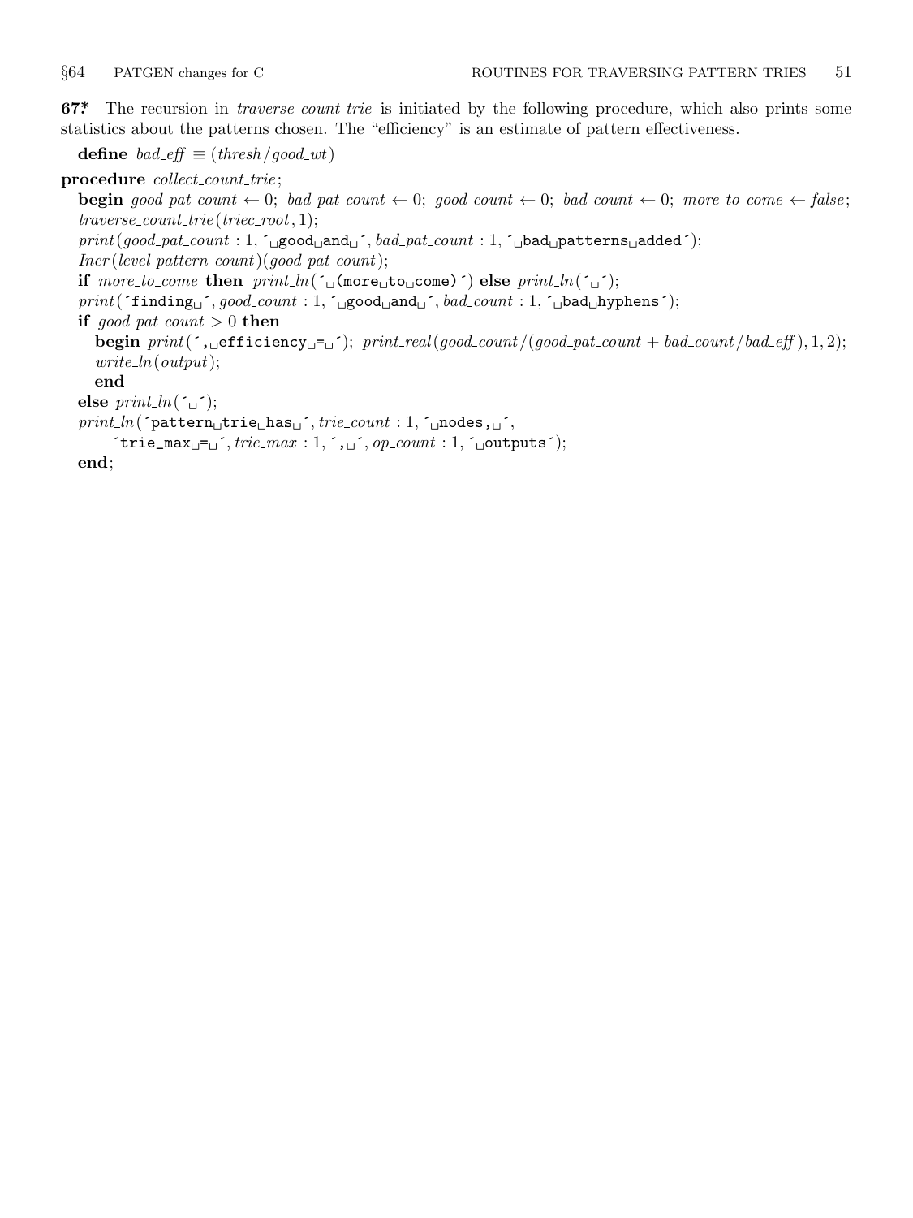**67\*** The recursion in *traverse_count_trie* is initiated by the following procedure, which also prints some statistics about the patterns chosen. The "efficiency" is an estimate of pattern effectiveness.

**define** *bad_eff* ≡ (*thresh* / *good_wt*)

```
procedure collect_count_trie;
  begin good_pat_count ← 0; bad_pat_count ← 0; good_count ← 0; bad_count ← 0; more_to_come ← false;
  traverse_count_trie(triec_root, 1);
  print(good_pat_count : 1, ' good and ', bad_pat_count : 1, ' bad patterns added');
  Incr(level_pattern_count)(good_pat_count);
  if more_to_come then print_ln(' (more to come)') else print_ln(' ');
  print('finding ', good_count : 1, ' good and ', bad_count : 1, ' bad hyphens');
  if good_pat_count > 0 then
    begin print(', efficiency = '); print_real(good_count/(good_pat_count + bad_count/bad_eff), 1, 2);
    write_ln(output);
    end
  else print_ln(' ');
  print_ln('pattern trie has ', trie_count : 1, ' nodes, ',
      'trie_max = ', trie_max : 1, ', ', op_count : 1, ' outputs');
  end;
```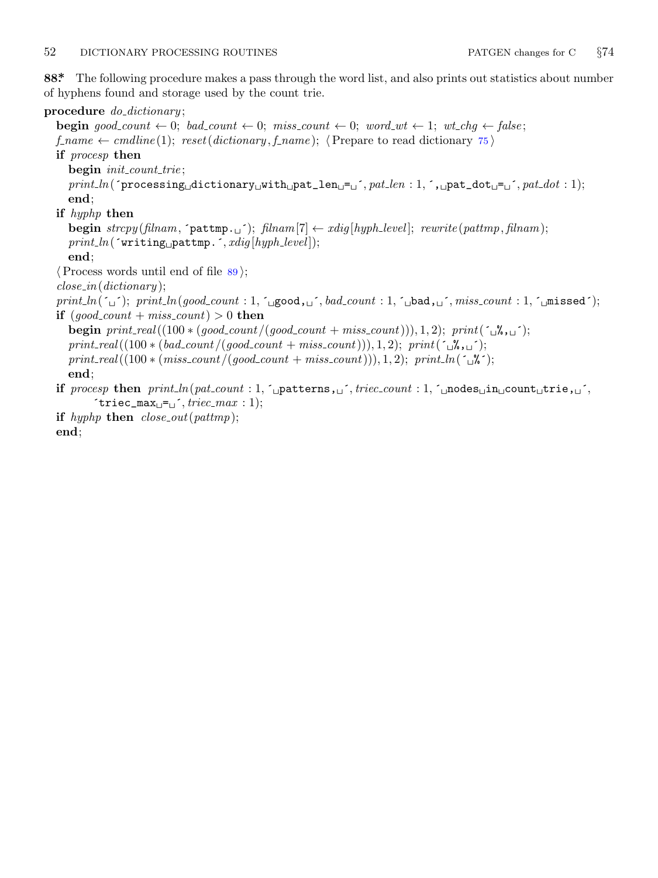**88*** The following procedure makes a pass through the word list, and also prints out statistics about number of hyphens found and storage used by the count trie.

```
procedure do_dictionary;
  begin good_count ← 0; bad_count ← 0; miss_count ← 0; word_wt ← 1; wt_chg ← false;
  f_name ← cmdline(1); reset(dictionary, f_name); ⟨Prepare to read dictionary 75⟩
  if procesp then
    begin init_count_trie;
    print_ln('processing dictionary with pat_len = ', pat_len : 1, ', pat_dot = ', pat_dot : 1);
    end;
  if hyphp then
    begin strcpy(filnam, 'pattmp. '); filnam[7] ← xdig[hyph_level]; rewrite(pattmp, filnam);
    print_ln('writing pattmp.', xdig[hyph_level]);
    end;
  ⟨Process words until end of file 89⟩;
  close_in(dictionary);
  print_ln(' '); print_ln(good_count : 1, ' good, ', bad_count : 1, ' bad, ', miss_count : 1, ' missed');
  if (good_count + miss_count) > 0 then
    begin print_real((100 * (good_count/(good_count + miss_count))), 1, 2); print(' %, ');
    print_real((100 * (bad_count/(good_count + miss_count))), 1, 2); print(' %, ');
    print_real((100 * (miss_count/(good_count + miss_count))), 1, 2); print_ln(' %');
    end;
  if procesp then print_ln(pat_count : 1, ' patterns, ', triec_count : 1, ' nodes in count trie, ',
      'triec_max = ', triec_max : 1);
  if hyphp then close_out(pattmp);
  end;
```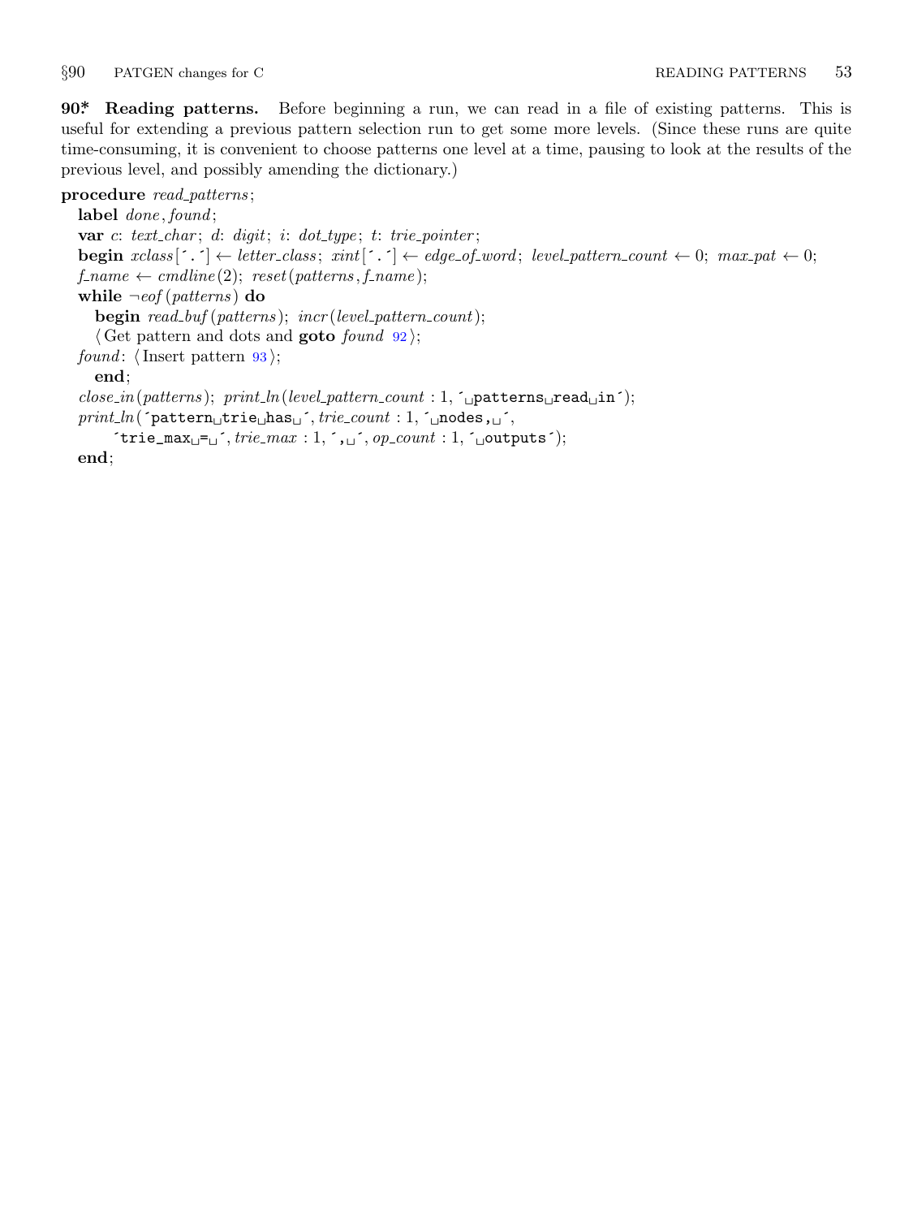**90\*. Reading patterns.** Before beginning a run, we can read in a file of existing patterns. This is useful for extending a previous pattern selection run to get some more levels. (Since these runs are quite time-consuming, it is convenient to choose patterns one level at a time, pausing to look at the results of the previous level, and possibly amending the dictionary.)

```
procedure read_patterns;
  label done, found;
  var c: text_char; d: digit; i: dot_type; t: trie_pointer;
  begin xclass['.'] ← letter_class; xint['.'] ← edge_of_word; level_pattern_count ← 0; max_pat ← 0;
  f_name ← cmdline(2); reset(patterns, f_name);
  while ¬eof(patterns) do
    begin read_buf(patterns); incr(level_pattern_count);
    ⟨Get pattern and dots and goto found 92⟩;
  found: ⟨Insert pattern 93⟩;
    end;
  close_in(patterns); print_ln(level_pattern_count : 1, ' patterns read in');
  print_ln('pattern trie has ', trie_count : 1, ' nodes, ',
      'trie_max = ', trie_max : 1, ', ', op_count : 1, ' outputs');
  end;
```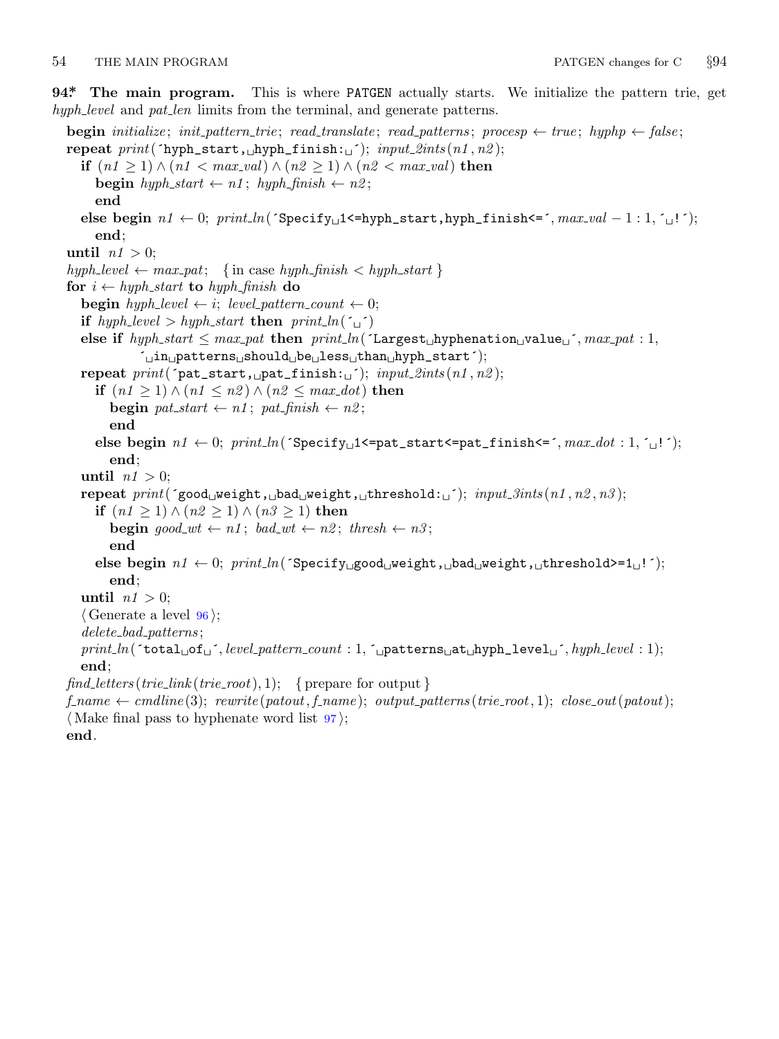**94\*. The main program.** This is where PATGEN actually starts. We initialize the pattern trie, get *hyph_level* and *pat_len* limits from the terminal, and generate patterns.

```
begin initialize; init_pattern_trie; read_translate; read_patterns; procesp ← true; hyphp ← false;
repeat print(´hyph_start,␣hyph_finish:␣´); input_2ints(n1, n2);
  if (n1 ≥ 1) ∧ (n1 < max_val) ∧ (n2 ≥ 1) ∧ (n2 < max_val) then
    begin hyph_start ← n1; hyph_finish ← n2;
    end
  else begin n1 ← 0; print_ln(´Specify␣1<=hyph_start,hyph_finish<=´, max_val − 1 : 1, ´␣!´);
    end;
until n1 > 0;
hyph_level ← max_pat; { in case hyph_finish < hyph_start }
for i ← hyph_start to hyph_finish do
  begin hyph_level ← i; level_pattern_count ← 0;
  if hyph_level > hyph_start then print_ln(´␣´)
  else if hyph_start ≤ max_pat then print_ln(´Largest␣hyphenation␣value␣´, max_pat : 1,
        ´␣in␣patterns␣should␣be␣less␣than␣hyph_start´);
  repeat print(´pat_start,␣pat_finish:␣´); input_2ints(n1, n2);
    if (n1 ≥ 1) ∧ (n1 ≤ n2) ∧ (n2 ≤ max_dot) then
      begin pat_start ← n1; pat_finish ← n2;
      end
    else begin n1 ← 0; print_ln(´Specify␣1<=pat_start<=pat_finish<=´, max_dot : 1, ´␣!´);
      end;
  until n1 > 0;
  repeat print(´good␣weight,␣bad␣weight,␣threshold:␣´); input_3ints(n1, n2, n3);
    if (n1 ≥ 1) ∧ (n2 ≥ 1) ∧ (n3 ≥ 1) then
      begin good_wt ← n1; bad_wt ← n2; thresh ← n3;
      end
    else begin n1 ← 0; print_ln(´Specify␣good␣weight,␣bad␣weight,␣threshold>=1␣!´);
      end;
  until n1 > 0;
  ⟨Generate a level 96⟩;
  delete_bad_patterns;
  print_ln(´total␣of␣´, level_pattern_count : 1, ´␣patterns␣at␣hyph_level␣´, hyph_level : 1);
  end;
find_letters(trie_link(trie_root), 1); { prepare for output }
f_name ← cmdline(3); rewrite(patout, f_name); output_patterns(trie_root, 1); close_out(patout);
⟨Make final pass to hyphenate word list 97⟩;
end.
```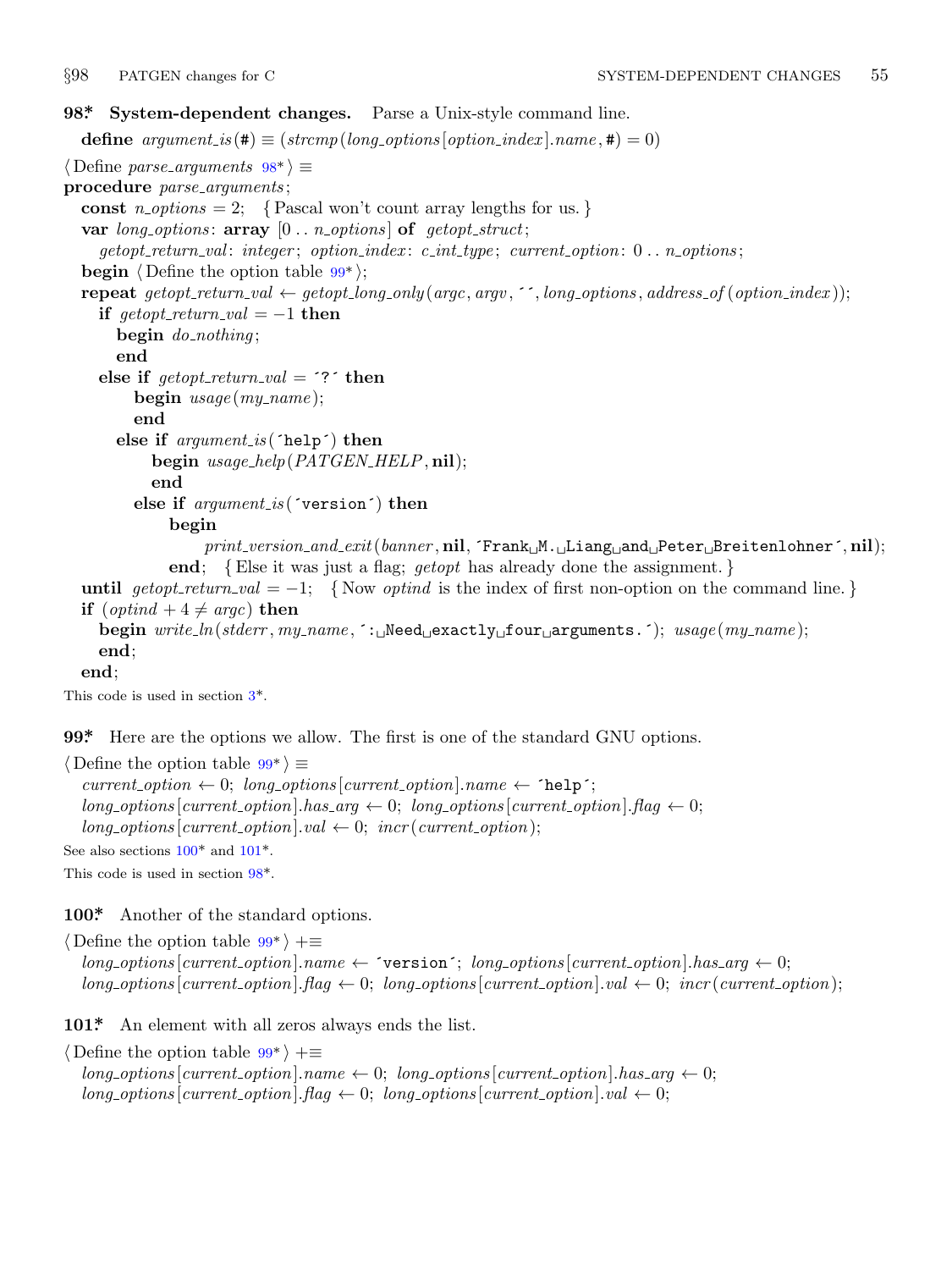**98\*. System-dependent changes.** Parse a Unix-style command line.

**define** *argument_is*(#) ≡ (*strcmp*(*long_options*[*option_index*].*name*, #) = 0)

⟨ Define *parse_arguments* 98\* ⟩ ≡

```
procedure parse_arguments;
  const n_options = 2;  { Pascal won't count array lengths for us. }
  var long_options: array [0 .. n_options] of getopt_struct;
    getopt_return_val: integer; option_index: c_int_type; current_option: 0 .. n_options;
  begin ⟨ Define the option table 99* ⟩;
  repeat getopt_return_val ← getopt_long_only(argc, argv, ´´, long_options, address_of(option_index));
    if getopt_return_val = −1 then
      begin do_nothing;
      end
    else if getopt_return_val = ´?´ then
        begin usage(my_name);
        end
      else if argument_is(´help´) then
          begin usage_help(PATGEN_HELP, nil);
          end
        else if argument_is(´version´) then
            begin
              print_version_and_exit(banner, nil, ´Frank M. Liang and Peter Breitenlohner´, nil);
            end;  { Else it was just a flag; getopt has already done the assignment. }
  until getopt_return_val = −1;  { Now optind is the index of first non-option on the command line. }
  if (optind + 4 ≠ argc) then
    begin write_ln(stderr, my_name, ´: Need exactly four arguments.´); usage(my_name);
    end;
  end;
```

This code is used in section 3\*.

**99\*.** Here are the options we allow. The first is one of the standard GNU options.

⟨ Define the option table 99\* ⟩ ≡

```
current_option ← 0; long_options[current_option].name ← ´help´;
long_options[current_option].has_arg ← 0; long_options[current_option].flag ← 0;
long_options[current_option].val ← 0; incr(current_option);
```

See also sections 100\* and 101\*.

This code is used in section 98\*.

**100\*.** Another of the standard options.

⟨ Define the option table 99\* ⟩ +≡

```
long_options[current_option].name ← ´version´; long_options[current_option].has_arg ← 0;
long_options[current_option].flag ← 0; long_options[current_option].val ← 0; incr(current_option);
```

**101\*.** An element with all zeros always ends the list.

⟨ Define the option table 99\* ⟩ +≡

```
long_options[current_option].name ← 0; long_options[current_option].has_arg ← 0;
long_options[current_option].flag ← 0; long_options[current_option].val ← 0;
```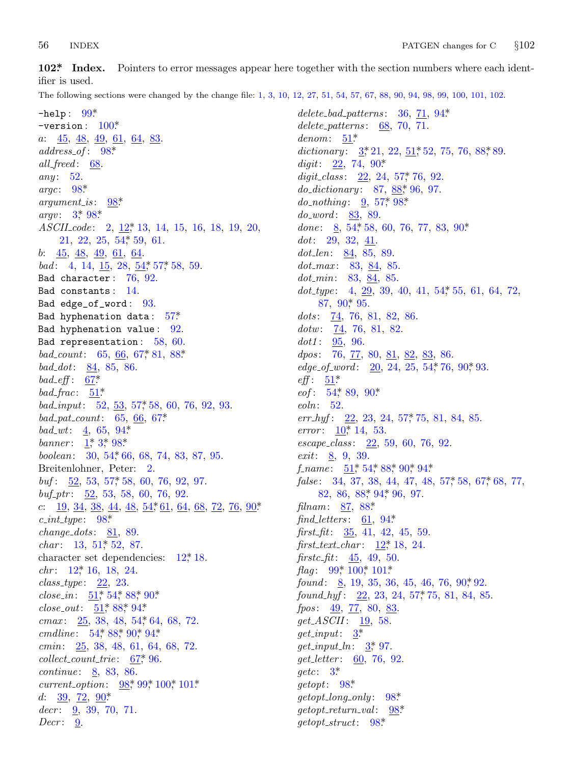**102\*. Index.** Pointers to error messages appear here together with the section numbers where each identifier is used.

The following sections were changed by the change file: 1, 3, 10, 12, 27, 51, 54, 57, 67, 88, 90, 94, 98, 99, 100, 101, 102.

`-help`: 99\*
`-version`: 100\*
*a*: 45, 48, 49, 61, 64, 83.
*address_of*: 98\*
*all_freed*: 68.
*any*: 52.
*argc*: 98\*
*argument_is*: 98\*
*argv*: 3\*, 98\*
*ASCII_code*: 2, 12\*, 13, 14, 15, 16, 18, 19, 20, 21, 22, 25, 54\*, 59, 61.
*b*: 45, 48, 49, 61, 64.
*bad*: 4, 14, 15, 28, 54\*, 57\*, 58, 59.
`Bad character`: 76, 92.
`Bad constants`: 14.
`Bad edge_of_word`: 93.
`Bad hyphenation data`: 57\*
`Bad hyphenation value`: 92.
`Bad representation`: 58, 60.
*bad_count*: 65, 66, 67\*, 81, 88\*
*bad_dot*: 84, 85, 86.
*bad_eff*: 67\*
*bad_frac*: 51\*
*bad_input*: 52, 53, 57\*, 58, 60, 76, 92, 93.
*bad_pat_count*: 65, 66, 67\*
*bad_wt*: 4, 65, 94\*
*banner*: 1\*, 3\*, 98\*
*boolean*: 30, 54\*, 66, 68, 74, 83, 87, 95.
Breitenlohner, Peter: 2.
*buf*: 52, 53, 57\*, 58, 60, 76, 92, 97.
*buf_ptr*: 52, 53, 58, 60, 76, 92.
*c*: 19, 34, 38, 44, 48, 54\*, 61, 64, 68, 72, 76, 90\*
*c_int_type*: 98\*
*change_dots*: 81, 89.
*char*: 13, 51\*, 52, 87.
character set dependencies: 12\*, 18.
*chr*: 12\*, 16, 18, 24.
*class_type*: 22, 23.
*close_in*: 51\*, 54\*, 88\*, 90\*
*close_out*: 51\*, 88\*, 94\*
*cmax*: 25, 38, 48, 54\*, 64, 68, 72.
*cmdline*: 54\*, 88\*, 90\*, 94\*
*cmin*: 25, 38, 48, 61, 64, 68, 72.
*collect_count_trie*: 67\*, 96.
*continue*: 8, 83, 86.
*current_option*: 98\*, 99\*, 100\*, 101\*
*d*: 39, 72, 90\*
*decr*: 9, 39, 70, 71.
*Decr*: 9.
*delete_bad_patterns*: 36, 71, 94\*
*delete_patterns*: 68, 70, 71.
*denom*: 51\*
*dictionary*: 3\*, 21, 22, 51\*, 52, 75, 76, 88\*, 89.
*digit*: 22, 74, 90\*
*digit_class*: 22, 24, 57\*, 76, 92.
*do_dictionary*: 87, 88\*, 96, 97.
*do_nothing*: 9, 57\*, 98\*
*do_word*: 83, 89.
*done*: 8, 54\*, 58, 60, 76, 77, 83, 90\*
*dot*: 29, 32, 41.
*dot_len*: 84, 85, 89.
*dot_max*: 83, 84, 85.
*dot_min*: 83, 84, 85.
*dot_type*: 4, 29, 39, 40, 41, 54\*, 55, 61, 64, 72, 87, 90\*, 95.
*dots*: 74, 76, 81, 82, 86.
*dotw*: 74, 76, 81, 82.
*dot1*: 95, 96.
*dpos*: 76, 77, 80, 81, 82, 83, 86.
*edge_of_word*: 20, 24, 25, 54\*, 76, 90\*, 93.
*eff*: 51\*
*eof*: 54\*, 89, 90\*
*eoln*: 52.
*err_hyf*: 22, 23, 24, 57\*, 75, 81, 84, 85.
*error*: 10\*, 14, 53.
*escape_class*: 22, 59, 60, 76, 92.
*exit*: 8, 9, 39.
*f_name*: 51\*, 54\*, 88\*, 90\*, 94\*
*false*: 34, 37, 38, 44, 47, 48, 57\*, 58, 67\*, 68, 77, 82, 86, 88\*, 94\*, 96, 97.
*filnam*: 87, 88\*
*find_letters*: 61, 94\*
*first_fit*: 35, 41, 42, 45, 59.
*first_text_char*: 12\*, 18, 24.
*firstc_fit*: 45, 49, 50.
*flag*: 99\*, 100\*, 101\*
*found*: 8, 19, 35, 36, 45, 46, 76, 90\*, 92.
*found_hyf*: 22, 23, 24, 57\*, 75, 81, 84, 85.
*fpos*: 49, 77, 80, 83.
*get_ASCII*: 19, 58.
*get_input*: 3\*
*get_input_ln*: 3\*, 97.
*get_letter*: 60, 76, 92.
*getc*: 3\*
*getopt*: 98\*
*getopt_long_only*: 98\*
*getopt_return_val*: 98\*
*getopt_struct*: 98\*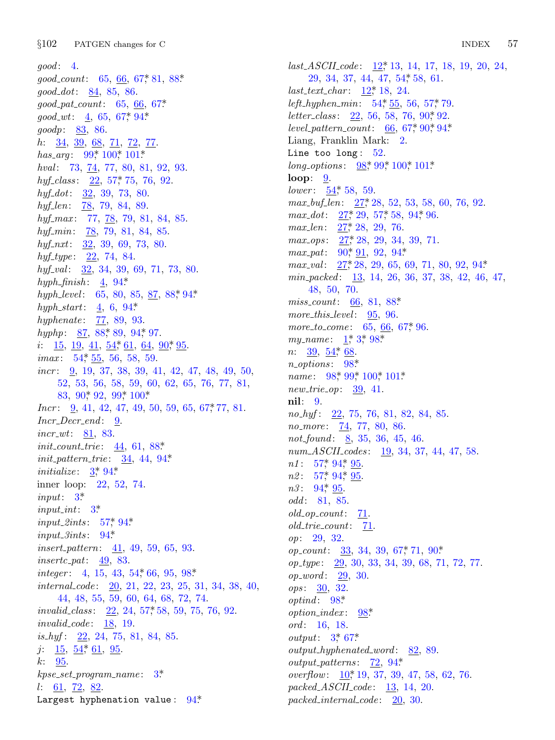*good*: 4.
*good_count*: 65, 66, 67*, 81, 88*.
*good_dot*: 84, 85, 86.
*good_pat_count*: 65, 66, 67*.
*good_wt*: 4, 65, 67*, 94*.
*goodp*: 83, 86.
*h*: 34, 39, 68, 71, 72, 77.
*has_arg*: 99*, 100*, 101*.
*hval*: 73, 74, 77, 80, 81, 92, 93.
*hyf_class*: 22, 57*, 75, 76, 92.
*hyf_dot*: 32, 39, 73, 80.
*hyf_len*: 78, 79, 84, 89.
*hyf_max*: 77, 78, 79, 81, 84, 85.
*hyf_min*: 78, 79, 81, 84, 85.
*hyf_nxt*: 32, 39, 69, 73, 80.
*hyf_type*: 22, 74, 84.
*hyf_val*: 32, 34, 39, 69, 71, 73, 80.
*hyph_finish*: 4, 94*.
*hyph_level*: 65, 80, 85, 87, 88*, 94*.
*hyph_start*: 4, 6, 94*.
*hyphenate*: 77, 89, 93.
*hyphp*: 87, 88*, 89, 94*, 97.
*i*: 15, 19, 41, 54*, 61, 64, 90*, 95.
*imax*: 54*, 55, 56, 58, 59.
*incr*: 9, 19, 37, 38, 39, 41, 42, 47, 48, 49, 50, 52, 53, 56, 58, 59, 60, 62, 65, 76, 77, 81, 83, 90*, 92, 99*, 100*.
*Incr*: 9, 41, 42, 47, 49, 50, 59, 65, 67*, 77, 81.
*Incr_Decr_end*: 9.
*incr_wt*: 81, 83.
*init_count_trie*: 44, 61, 88*.
*init_pattern_trie*: 34, 44, 94*.
*initialize*: 3*, 94*.
inner loop: 22, 52, 74.
*input*: 3*.
*input_int*: 3*.
*input_2ints*: 57*, 94*.
*input_3ints*: 94*.
*insert_pattern*: 41, 49, 59, 65, 93.
*insertc_pat*: 49, 83.
*integer*: 4, 15, 43, 54*, 66, 95, 98*.
*internal_code*: 20, 21, 22, 23, 25, 31, 34, 38, 40, 44, 48, 55, 59, 60, 64, 68, 72, 74.
*invalid_class*: 22, 24, 57*, 58, 59, 75, 76, 92.
*invalid_code*: 18, 19.
*is_hyf*: 22, 24, 75, 81, 84, 85.
*j*: 15, 54*, 61, 95.
*k*: 95.
*kpse_set_program_name*: 3*.
*l*: 61, 72, 82.
`Largest hyphenation value`: 94*.
*last_ASCII_code*: 12*, 13, 14, 17, 18, 19, 20, 24, 29, 34, 37, 44, 47, 54*, 58, 61.
*last_text_char*: 12*, 18, 24.
*left_hyphen_min*: 54*, 55, 56, 57*, 79.
*letter_class*: 22, 56, 58, 76, 90*, 92.
*level_pattern_count*: 66, 67*, 90*, 94*.
Liang, Franklin Mark: 2.
`Line too long`: 52.
*long_options*: 98*, 99*, 100*, 101*.
**loop**: 9.
*lower*: 54*, 58, 59.
*max_buf_len*: 27*, 28, 52, 53, 58, 60, 76, 92.
*max_dot*: 27*, 29, 57*, 58, 94*, 96.
*max_len*: 27*, 28, 29, 76.
*max_ops*: 27*, 28, 29, 34, 39, 71.
*max_pat*: 90*, 91, 92, 94*.
*max_val*: 27*, 28, 29, 65, 69, 71, 80, 92, 94*.
*min_packed*: 13, 14, 26, 36, 37, 38, 42, 46, 47, 48, 50, 70.
*miss_count*: 66, 81, 88*.
*more_this_level*: 95, 96.
*more_to_come*: 65, 66, 67*, 96.
*my_name*: 1*, 3*, 98*.
*n*: 39, 54*, 68.
*n_options*: 98*.
*name*: 98*, 99*, 100*, 101*.
*new_trie_op*: 39, 41.
**nil**: 9.
*no_hyf*: 22, 75, 76, 81, 82, 84, 85.
*no_more*: 74, 77, 80, 86.
*not_found*: 8, 35, 36, 45, 46.
*num_ASCII_codes*: 19, 34, 37, 44, 47, 58.
*n1*: 57*, 94*, 95.
*n2*: 57*, 94*, 95.
*n3*: 94*, 95.
*odd*: 81, 85.
*old_op_count*: 71.
*old_trie_count*: 71.
*op*: 29, 32.
*op_count*: 33, 34, 39, 67*, 71, 90*.
*op_type*: 29, 30, 33, 34, 39, 68, 71, 72, 77.
*op_word*: 29, 30.
*ops*: 30, 32.
*optind*: 98*.
*option_index*: 98*.
*ord*: 16, 18.
*output*: 3*, 67*.
*output_hyphenated_word*: 82, 89.
*output_patterns*: 72, 94*.
*overflow*: 10*, 19, 37, 39, 47, 58, 62, 76.
*packed_ASCII_code*: 13, 14, 20.
*packed_internal_code*: 20, 30.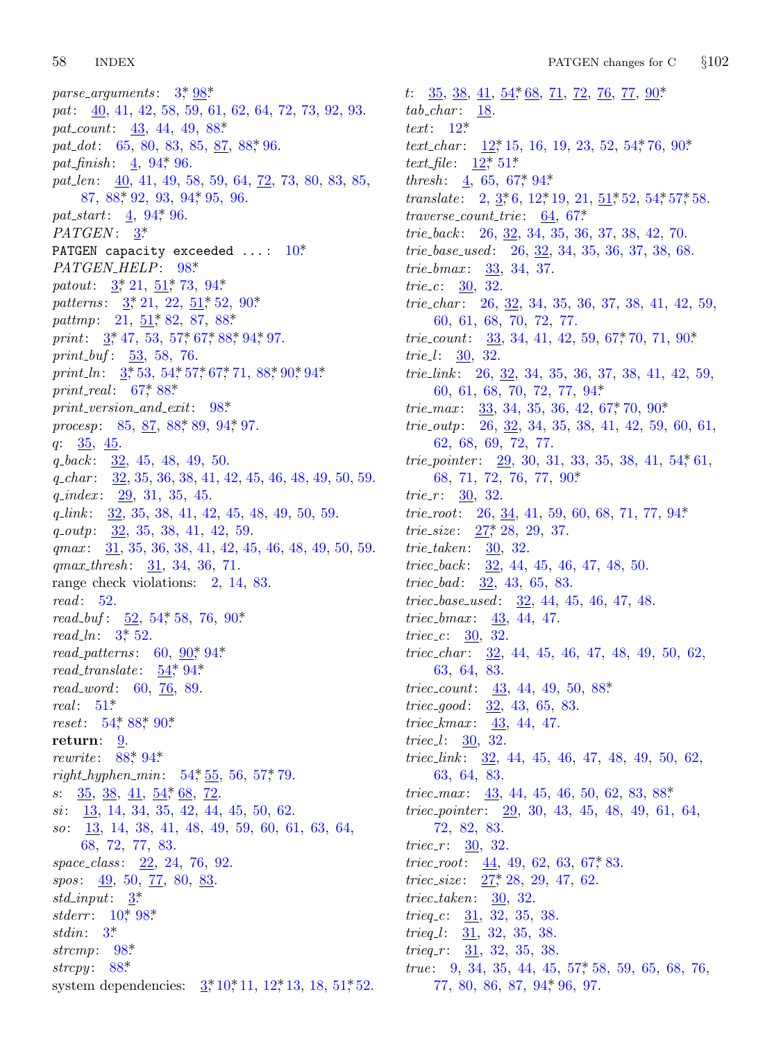*parse_arguments*: 3*, 98*.
*pat*: 40, 41, 42, 58, 59, 61, 62, 64, 72, 73, 92, 93.
*pat_count*: 43, 44, 49, 88*.
*pat_dot*: 65, 80, 83, 85, 87, 88*, 96.
*pat_finish*: 4, 94*, 96.
*pat_len*: 40, 41, 49, 58, 59, 64, 72, 73, 80, 83, 85, 87, 88*, 92, 93, 94*, 95, 96.
*pat_start*: 4, 94*, 96.
*PATGEN*: 3*.
`PATGEN capacity exceeded ...`: 10*.
*PATGEN_HELP*: 98*.
*patout*: 3*, 21, 51*, 73, 94*.
*patterns*: 3*, 21, 22, 51*, 52, 90*.
*pattmp*: 21, 51*, 82, 87, 88*.
*print*: 3*, 47, 53, 57*, 67*, 88*, 94*, 97.
*print_buf*: 53, 58, 76.
*print_ln*: 3*, 53, 54*, 57*, 67*, 71, 88*, 90*, 94*.
*print_real*: 67*, 88*.
*print_version_and_exit*: 98*.
*procesp*: 85, 87, 88*, 89, 94*, 97.
*q*: 35, 45.
*q_back*: 32, 45, 48, 49, 50.
*q_char*: 32, 35, 36, 38, 41, 42, 45, 46, 48, 49, 50, 59.
*q_index*: 29, 31, 35, 45.
*q_link*: 32, 35, 38, 41, 42, 45, 48, 49, 50, 59.
*q_outp*: 32, 35, 38, 41, 42, 59.
*qmax*: 31, 35, 36, 38, 41, 42, 45, 46, 48, 49, 50, 59.
*qmax_thresh*: 31, 34, 36, 71.
range check violations: 2, 14, 83.
*read*: 52.
*read_buf*: 52, 54*, 58, 76, 90*.
*read_ln*: 3*, 52.
*read_patterns*: 60, 90*, 94*.
*read_translate*: 54*, 94*.
*read_word*: 60, 76, 89.
*real*: 51*.
*reset*: 54*, 88*, 90*.
**return**: 9.
*rewrite*: 88*, 94*.
*right_hyphen_min*: 54*, 55, 56, 57*, 79.
*s*: 35, 38, 41, 54*, 68, 72.
*si*: 13, 14, 34, 35, 42, 44, 45, 50, 62.
*so*: 13, 14, 38, 41, 48, 49, 59, 60, 61, 63, 64, 68, 72, 77, 83.
*space_class*: 22, 24, 76, 92.
*spos*: 49, 50, 77, 80, 83.
*std_input*: 3*.
*stderr*: 10*, 98*.
*stdin*: 3*.
*strcmp*: 98*.
*strcpy*: 88*.
system dependencies: 3*, 10*, 11, 12*, 13, 18, 51*, 52.
*t*: 35, 38, 41, 54*, 68, 71, 72, 76, 77, 90*.
*tab_char*: 18.
*text*: 12*.
*text_char*: 12*, 15, 16, 19, 23, 52, 54*, 76, 90*.
*text_file*: 12*, 51*.
*thresh*: 4, 65, 67*, 94*.
*translate*: 2, 3*, 6, 12*, 19, 21, 51*, 52, 54*, 57*, 58.
*traverse_count_trie*: 64, 67*.
*trie_back*: 26, 32, 34, 35, 36, 37, 38, 42, 70.
*trie_base_used*: 26, 32, 34, 35, 36, 37, 38, 68.
*trie_bmax*: 33, 34, 37.
*trie_c*: 30, 32.
*trie_char*: 26, 32, 34, 35, 36, 37, 38, 41, 42, 59, 60, 61, 68, 70, 72, 77.
*trie_count*: 33, 34, 41, 42, 59, 67*, 70, 71, 90*.
*trie_l*: 30, 32.
*trie_link*: 26, 32, 34, 35, 36, 37, 38, 41, 42, 59, 60, 61, 68, 70, 72, 77, 94*.
*trie_max*: 33, 34, 35, 36, 42, 67*, 70, 90*.
*trie_outp*: 26, 32, 34, 35, 38, 41, 42, 59, 60, 61, 62, 68, 69, 72, 77.
*trie_pointer*: 29, 30, 31, 33, 35, 38, 41, 54*, 61, 68, 71, 72, 76, 77, 90*.
*trie_r*: 30, 32.
*trie_root*: 26, 34, 41, 59, 60, 68, 71, 77, 94*.
*trie_size*: 27*, 28, 29, 37.
*trie_taken*: 30, 32.
*triec_back*: 32, 44, 45, 46, 47, 48, 50.
*triec_bad*: 32, 43, 65, 83.
*triec_base_used*: 32, 44, 45, 46, 47, 48.
*triec_bmax*: 43, 44, 47.
*triec_c*: 30, 32.
*triec_char*: 32, 44, 45, 46, 47, 48, 49, 50, 62, 63, 64, 83.
*triec_count*: 43, 44, 49, 50, 88*.
*triec_good*: 32, 43, 65, 83.
*triec_kmax*: 43, 44, 47.
*triec_l*: 30, 32.
*triec_link*: 32, 44, 45, 46, 47, 48, 49, 50, 62, 63, 64, 83.
*triec_max*: 43, 44, 45, 46, 50, 62, 83, 88*.
*triec_pointer*: 29, 30, 43, 45, 48, 49, 61, 64, 72, 82, 83.
*triec_r*: 30, 32.
*triec_root*: 44, 49, 62, 63, 67*, 83.
*triec_size*: 27*, 28, 29, 47, 62.
*triec_taken*: 30, 32.
*trieq_c*: 31, 32, 35, 38.
*trieq_l*: 31, 32, 35, 38.
*trieq_r*: 31, 32, 35, 38.
*true*: 9, 34, 35, 44, 45, 57*, 58, 59, 65, 68, 76, 77, 80, 86, 87, 94*, 96, 97.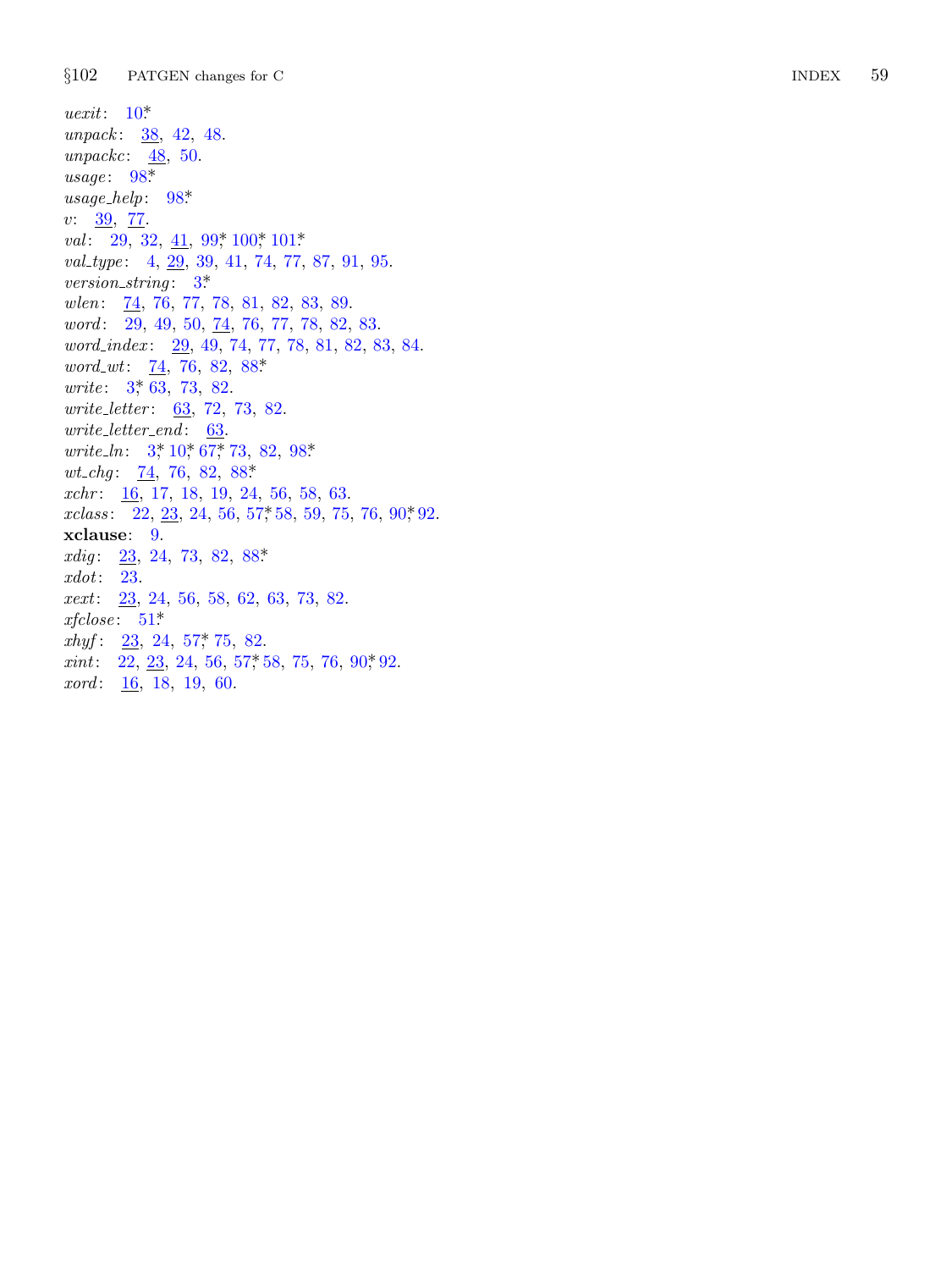*uexit*: 10*

*unpack*: 38, 42, 48.

*unpackc*: 48, 50.

*usage*: 98*

*usage_help*: 98*

*v*: 39, 77.

*val*: 29, 32, 41, 99*, 100*, 101*

*val_type*: 4, 29, 39, 41, 74, 77, 87, 91, 95.

*version_string*: 3*

*wlen*: 74, 76, 77, 78, 81, 82, 83, 89.

*word*: 29, 49, 50, 74, 76, 77, 78, 82, 83.

*word_index*: 29, 49, 74, 77, 78, 81, 82, 83, 84.

*word_wt*: 74, 76, 82, 88*

*write*: 3*, 63, 73, 82.

*write_letter*: 63, 72, 73, 82.

*write_letter_end*: 63.

*write_ln*: 3*, 10*, 67*, 73, 82, 98*

*wt_chg*: 74, 76, 82, 88*

*xchr*: 16, 17, 18, 19, 24, 56, 58, 63.

*xclass*: 22, 23, 24, 56, 57*, 58, 59, 75, 76, 90*, 92.

**xclause**: 9.

*xdig*: 23, 24, 73, 82, 88*

*xdot*: 23.

*xext*: 23, 24, 56, 58, 62, 63, 73, 82.

*xfclose*: 51*

*xhyf*: 23, 24, 57*, 75, 82.

*xint*: 22, 23, 24, 56, 57*, 58, 75, 76, 90*, 92.

*xord*: 16, 18, 19, 60.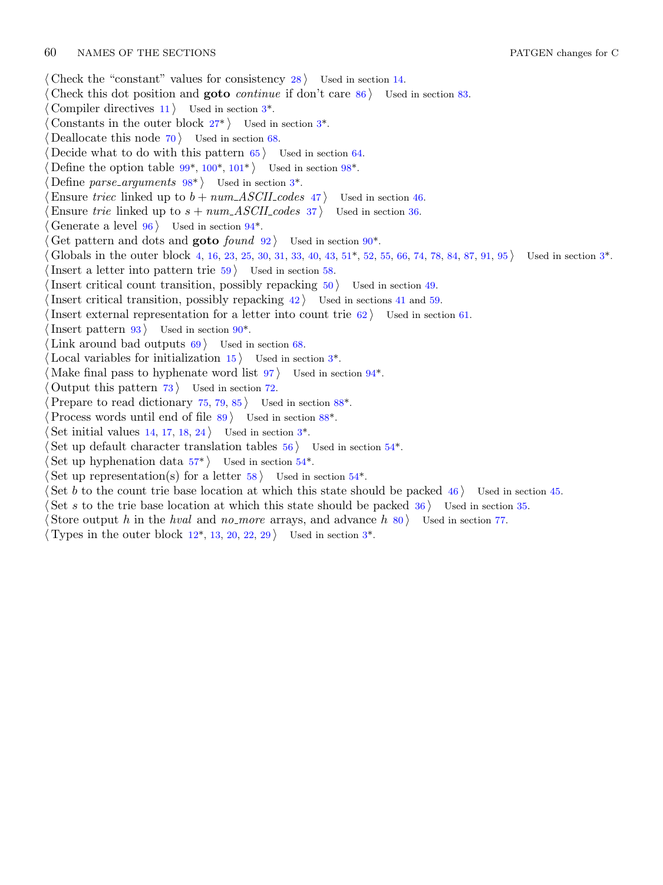⟨ Check the "constant" values for consistency 28 ⟩ Used in section 14.
⟨ Check this dot position and **goto** *continue* if don't care 86 ⟩ Used in section 83.
⟨ Compiler directives 11 ⟩ Used in section 3*.
⟨ Constants in the outer block 27* ⟩ Used in section 3*.
⟨ Deallocate this node 70 ⟩ Used in section 68.
⟨ Decide what to do with this pattern 65 ⟩ Used in section 64.
⟨ Define the option table 99*, 100*, 101* ⟩ Used in section 98*.
⟨ Define *parse_arguments* 98* ⟩ Used in section 3*.
⟨ Ensure *triec* linked up to $b + \mathit{num\_ASCII\_codes}$ 47 ⟩ Used in section 46.
⟨ Ensure *trie* linked up to $s + \mathit{num\_ASCII\_codes}$ 37 ⟩ Used in section 36.
⟨ Generate a level 96 ⟩ Used in section 94*.
⟨ Get pattern and dots and **goto** *found* 92 ⟩ Used in section 90*.
⟨ Globals in the outer block 4, 16, 23, 25, 30, 31, 33, 40, 43, 51*, 52, 55, 66, 74, 78, 84, 87, 91, 95 ⟩ Used in section 3*.
⟨ Insert a letter into pattern trie 59 ⟩ Used in section 58.
⟨ Insert critical count transition, possibly repacking 50 ⟩ Used in section 49.
⟨ Insert critical transition, possibly repacking 42 ⟩ Used in sections 41 and 59.
⟨ Insert external representation for a letter into count trie 62 ⟩ Used in section 61.
⟨ Insert pattern 93 ⟩ Used in section 90*.
⟨ Link around bad outputs 69 ⟩ Used in section 68.
⟨ Local variables for initialization 15 ⟩ Used in section 3*.
⟨ Make final pass to hyphenate word list 97 ⟩ Used in section 94*.
⟨ Output this pattern 73 ⟩ Used in section 72.
⟨ Prepare to read dictionary 75, 79, 85 ⟩ Used in section 88*.
⟨ Process words until end of file 89 ⟩ Used in section 88*.
⟨ Set initial values 14, 17, 18, 24 ⟩ Used in section 3*.
⟨ Set up default character translation tables 56 ⟩ Used in section 54*.
⟨ Set up hyphenation data 57* ⟩ Used in section 54*.
⟨ Set up representation(s) for a letter 58 ⟩ Used in section 54*.
⟨ Set $b$ to the count trie base location at which this state should be packed 46 ⟩ Used in section 45.
⟨ Set $s$ to the trie base location at which this state should be packed 36 ⟩ Used in section 35.
⟨ Store output $h$ in the *hval* and *no_more* arrays, and advance $h$ 80 ⟩ Used in section 77.
⟨ Types in the outer block 12*, 13, 20, 22, 29 ⟩ Used in section 3*.